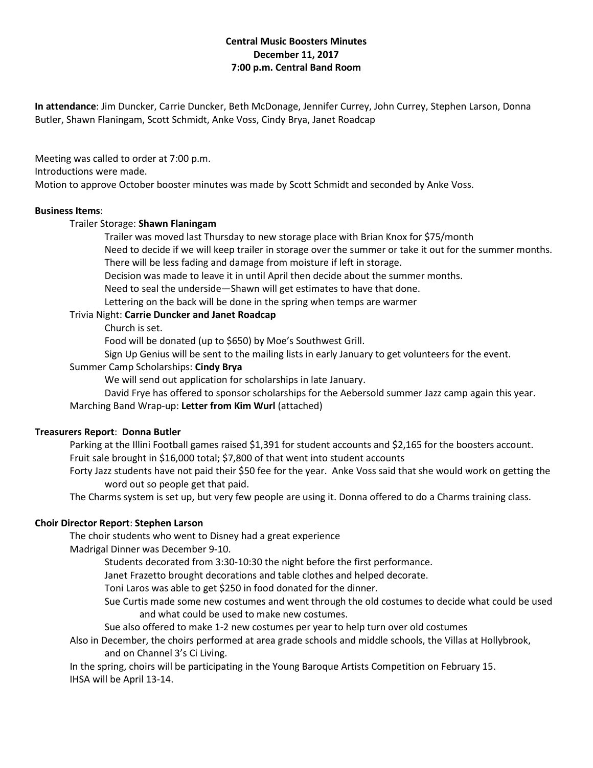**Central Music Boosters Minutes**
**December 11, 2017**
**7:00 p.m. Central Band Room**

**In attendance**: Jim Duncker, Carrie Duncker, Beth McDonage, Jennifer Currey, John Currey, Stephen Larson, Donna Butler, Shawn Flaningam, Scott Schmidt, Anke Voss, Cindy Brya, Janet Roadcap

Meeting was called to order at 7:00 p.m.
Introductions were made.
Motion to approve October booster minutes was made by Scott Schmidt and seconded by Anke Voss.

**Business Items**:

- Trailer Storage: **Shawn Flaningam**
  - Trailer was moved last Thursday to new storage place with Brian Knox for $75/month
  - Need to decide if we will keep trailer in storage over the summer or take it out for the summer months.
  - There will be less fading and damage from moisture if left in storage.
  - Decision was made to leave it in until April then decide about the summer months.
  - Need to seal the underside—Shawn will get estimates to have that done.
  - Lettering on the back will be done in the spring when temps are warmer
- Trivia Night: **Carrie Duncker and Janet Roadcap**
  - Church is set.
  - Food will be donated (up to $650) by Moe's Southwest Grill.
  - Sign Up Genius will be sent to the mailing lists in early January to get volunteers for the event.
- Summer Camp Scholarships: **Cindy Brya**
  - We will send out application for scholarships in late January.
  - David Frye has offered to sponsor scholarships for the Aebersold summer Jazz camp again this year.
- Marching Band Wrap-up: **Letter from Kim Wurl** (attached)

**Treasurers Report**: **Donna Butler**

- Parking at the Illini Football games raised $1,391 for student accounts and $2,165 for the boosters account.
- Fruit sale brought in $16,000 total; $7,800 of that went into student accounts
- Forty Jazz students have not paid their $50 fee for the year. Anke Voss said that she would work on getting the word out so people get that paid.
- The Charms system is set up, but very few people are using it. Donna offered to do a Charms training class.

**Choir Director Report**: **Stephen Larson**

- The choir students who went to Disney had a great experience
- Madrigal Dinner was December 9-10.
  - Students decorated from 3:30-10:30 the night before the first performance.
  - Janet Frazetto brought decorations and table clothes and helped decorate.
  - Toni Laros was able to get $250 in food donated for the dinner.
  - Sue Curtis made some new costumes and went through the old costumes to decide what could be used and what could be used to make new costumes.
  - Sue also offered to make 1-2 new costumes per year to help turn over old costumes
- Also in December, the choirs performed at area grade schools and middle schools, the Villas at Hollybrook, and on Channel 3's Ci Living.
- In the spring, choirs will be participating in the Young Baroque Artists Competition on February 15.
- IHSA will be April 13-14.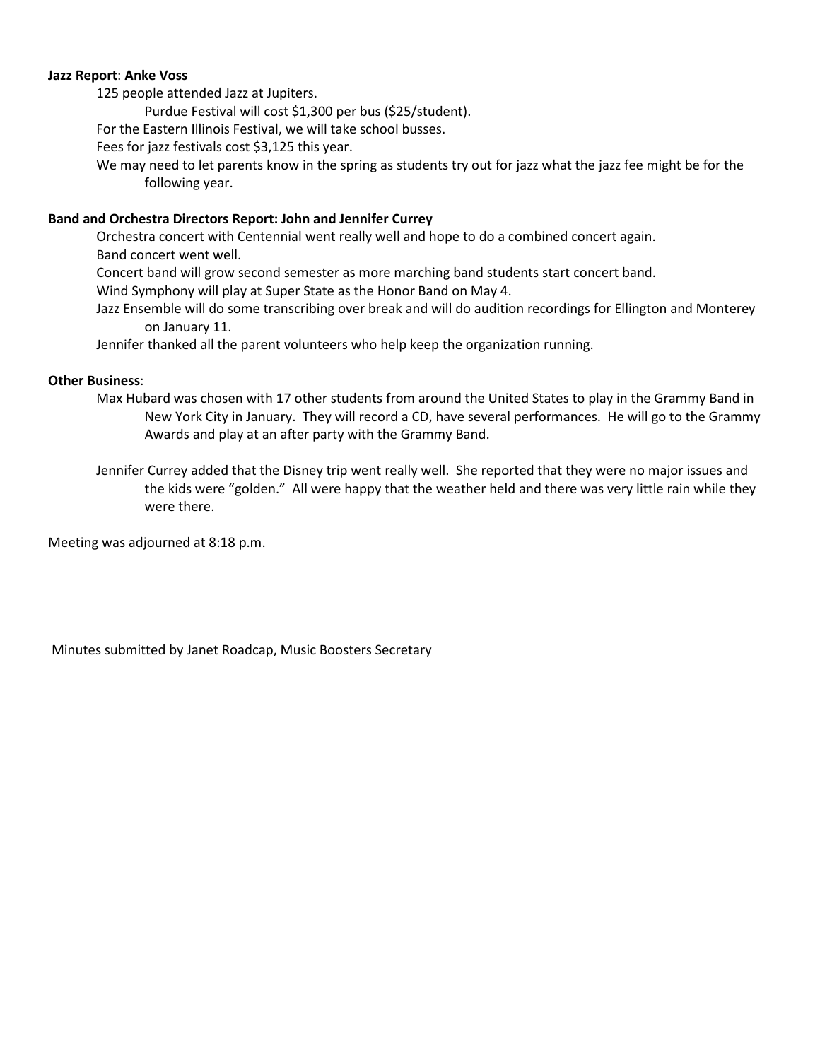**Jazz Report**: **Anke Voss**

125 people attended Jazz at Jupiters.

Purdue Festival will cost $1,300 per bus ($25/student).

For the Eastern Illinois Festival, we will take school busses.

Fees for jazz festivals cost $3,125 this year.

We may need to let parents know in the spring as students try out for jazz what the jazz fee might be for the following year.

**Band and Orchestra Directors Report: John and Jennifer Currey**

Orchestra concert with Centennial went really well and hope to do a combined concert again.

Band concert went well.

Concert band will grow second semester as more marching band students start concert band.

Wind Symphony will play at Super State as the Honor Band on May 4.

Jazz Ensemble will do some transcribing over break and will do audition recordings for Ellington and Monterey on January 11.

Jennifer thanked all the parent volunteers who help keep the organization running.

**Other Business**:

Max Hubard was chosen with 17 other students from around the United States to play in the Grammy Band in New York City in January. They will record a CD, have several performances. He will go to the Grammy Awards and play at an after party with the Grammy Band.

Jennifer Currey added that the Disney trip went really well. She reported that they were no major issues and the kids were "golden." All were happy that the weather held and there was very little rain while they were there.

Meeting was adjourned at 8:18 p.m.

Minutes submitted by Janet Roadcap, Music Boosters Secretary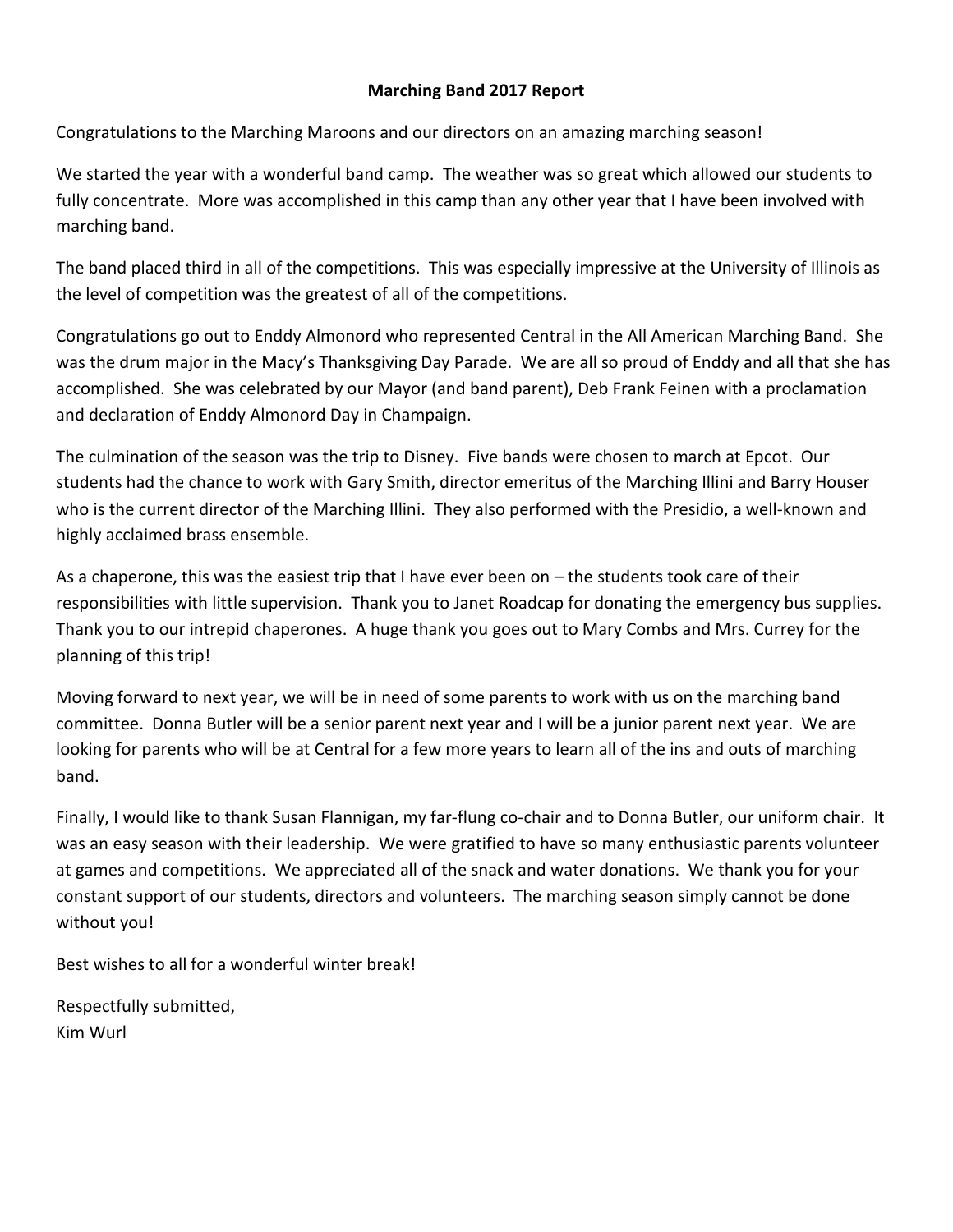**Marching Band 2017 Report**

Congratulations to the Marching Maroons and our directors on an amazing marching season!

We started the year with a wonderful band camp. The weather was so great which allowed our students to fully concentrate. More was accomplished in this camp than any other year that I have been involved with marching band.

The band placed third in all of the competitions. This was especially impressive at the University of Illinois as the level of competition was the greatest of all of the competitions.

Congratulations go out to Enddy Almonord who represented Central in the All American Marching Band. She was the drum major in the Macy's Thanksgiving Day Parade. We are all so proud of Enddy and all that she has accomplished. She was celebrated by our Mayor (and band parent), Deb Frank Feinen with a proclamation and declaration of Enddy Almonord Day in Champaign.

The culmination of the season was the trip to Disney. Five bands were chosen to march at Epcot. Our students had the chance to work with Gary Smith, director emeritus of the Marching Illini and Barry Houser who is the current director of the Marching Illini. They also performed with the Presidio, a well-known and highly acclaimed brass ensemble.

As a chaperone, this was the easiest trip that I have ever been on – the students took care of their responsibilities with little supervision. Thank you to Janet Roadcap for donating the emergency bus supplies. Thank you to our intrepid chaperones. A huge thank you goes out to Mary Combs and Mrs. Currey for the planning of this trip!

Moving forward to next year, we will be in need of some parents to work with us on the marching band committee. Donna Butler will be a senior parent next year and I will be a junior parent next year. We are looking for parents who will be at Central for a few more years to learn all of the ins and outs of marching band.

Finally, I would like to thank Susan Flannigan, my far-flung co-chair and to Donna Butler, our uniform chair. It was an easy season with their leadership. We were gratified to have so many enthusiastic parents volunteer at games and competitions. We appreciated all of the snack and water donations. We thank you for your constant support of our students, directors and volunteers. The marching season simply cannot be done without you!

Best wishes to all for a wonderful winter break!

Respectfully submitted,
Kim Wurl